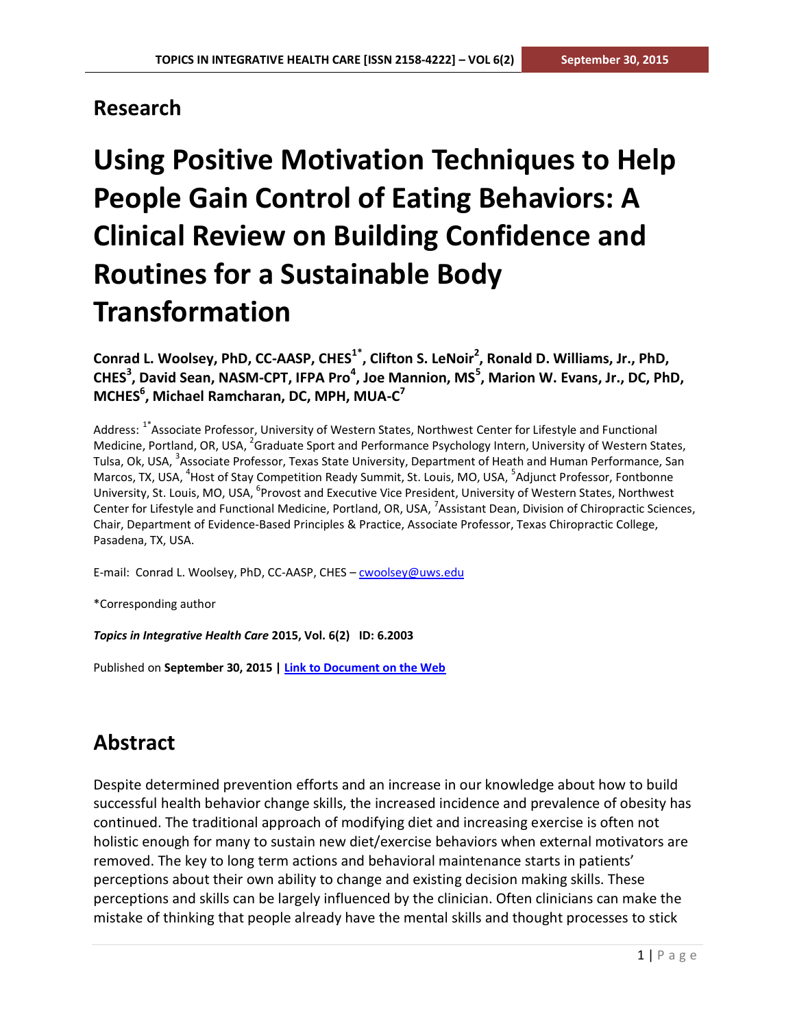## Research

# Using Positive Motivation Techniques to Help People Gain Control of Eating Behaviors: A Clinical Review on Building Confidence and Routines for a Sustainable Body Transformation

**Conrad L. Woolsey, PhD, CC-AASP, CHES[1*], Clifton S. LeNoir[2], Ronald D. Williams, Jr., PhD, CHES[3], David Sean, NASM-CPT, IFPA Pro[4], Joe Mannion, MS[5], Marion W. Evans, Jr., DC, PhD, MCHES[6], Michael Ramcharan, DC, MPH, MUA-C[7]**

Address: [1*]Associate Professor, University of Western States, Northwest Center for Lifestyle and Functional Medicine, Portland, OR, USA, [2]Graduate Sport and Performance Psychology Intern, University of Western States, Tulsa, Ok, USA, [3]Associate Professor, Texas State University, Department of Heath and Human Performance, San Marcos, TX, USA, [4]Host of Stay Competition Ready Summit, St. Louis, MO, USA, [5]Adjunct Professor, Fontbonne University, St. Louis, MO, USA, [6]Provost and Executive Vice President, University of Western States, Northwest Center for Lifestyle and Functional Medicine, Portland, OR, USA, [7]Assistant Dean, Division of Chiropractic Sciences, Chair, Department of Evidence-Based Principles & Practice, Associate Professor, Texas Chiropractic College, Pasadena, TX, USA.

E-mail: Conrad L. Woolsey, PhD, CC-AASP, CHES – cwoolsey@uws.edu

*Corresponding author

***Topics in Integrative Health Care*** **2015, Vol. 6(2) ID: 6.2003**

Published on **September 30, 2015 | Link to Document on the Web**

## Abstract

Despite determined prevention efforts and an increase in our knowledge about how to build successful health behavior change skills, the increased incidence and prevalence of obesity has continued. The traditional approach of modifying diet and increasing exercise is often not holistic enough for many to sustain new diet/exercise behaviors when external motivators are removed. The key to long term actions and behavioral maintenance starts in patients' perceptions about their own ability to change and existing decision making skills. These perceptions and skills can be largely influenced by the clinician. Often clinicians can make the mistake of thinking that people already have the mental skills and thought processes to stick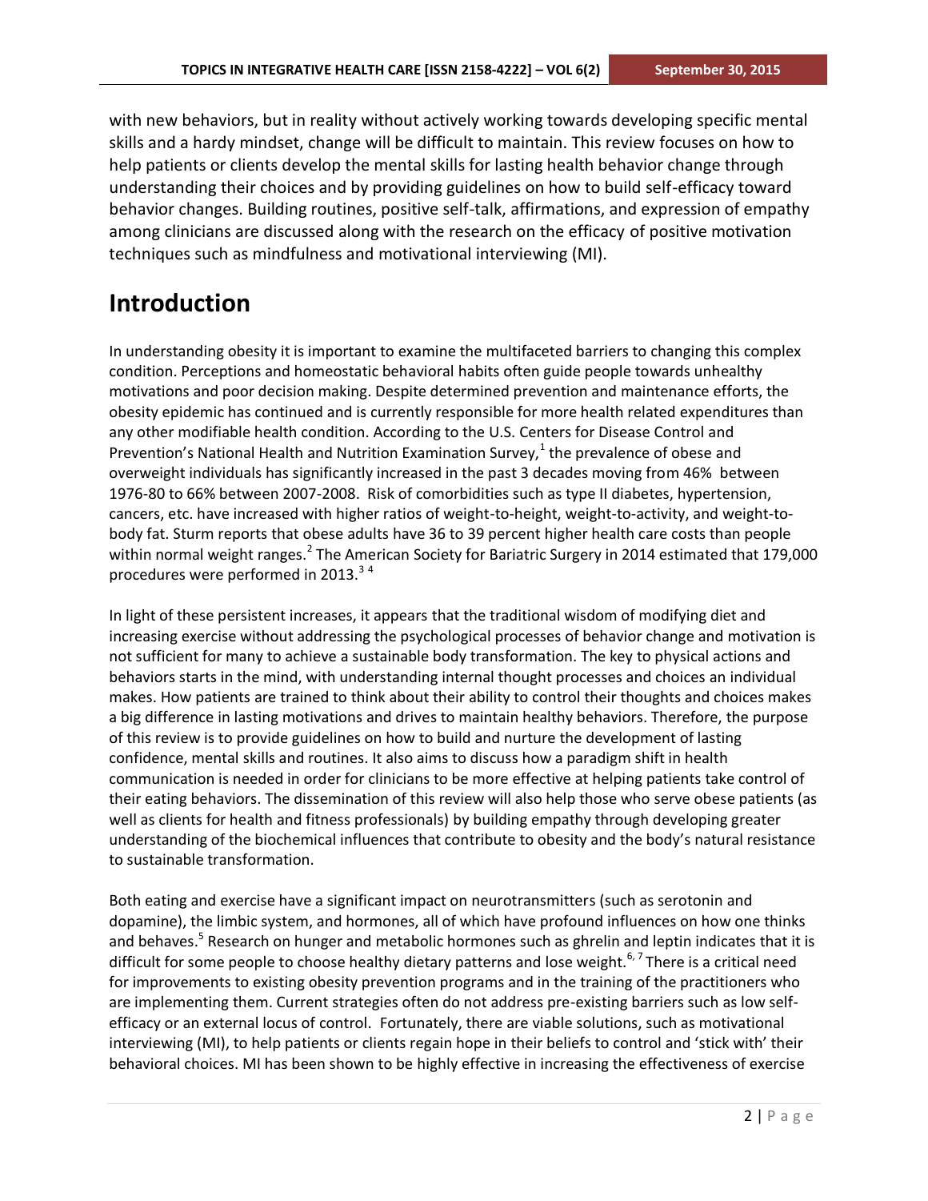with new behaviors, but in reality without actively working towards developing specific mental skills and a hardy mindset, change will be difficult to maintain. This review focuses on how to help patients or clients develop the mental skills for lasting health behavior change through understanding their choices and by providing guidelines on how to build self-efficacy toward behavior changes. Building routines, positive self-talk, affirmations, and expression of empathy among clinicians are discussed along with the research on the efficacy of positive motivation techniques such as mindfulness and motivational interviewing (MI).

# Introduction

In understanding obesity it is important to examine the multifaceted barriers to changing this complex condition. Perceptions and homeostatic behavioral habits often guide people towards unhealthy motivations and poor decision making. Despite determined prevention and maintenance efforts, the obesity epidemic has continued and is currently responsible for more health related expenditures than any other modifiable health condition. According to the U.S. Centers for Disease Control and Prevention's National Health and Nutrition Examination Survey,[1] the prevalence of obese and overweight individuals has significantly increased in the past 3 decades moving from 46% between 1976-80 to 66% between 2007-2008. Risk of comorbidities such as type II diabetes, hypertension, cancers, etc. have increased with higher ratios of weight-to-height, weight-to-activity, and weight-to-body fat. Sturm reports that obese adults have 36 to 39 percent higher health care costs than people within normal weight ranges.[2] The American Society for Bariatric Surgery in 2014 estimated that 179,000 procedures were performed in 2013.[3 4]

In light of these persistent increases, it appears that the traditional wisdom of modifying diet and increasing exercise without addressing the psychological processes of behavior change and motivation is not sufficient for many to achieve a sustainable body transformation. The key to physical actions and behaviors starts in the mind, with understanding internal thought processes and choices an individual makes. How patients are trained to think about their ability to control their thoughts and choices makes a big difference in lasting motivations and drives to maintain healthy behaviors. Therefore, the purpose of this review is to provide guidelines on how to build and nurture the development of lasting confidence, mental skills and routines. It also aims to discuss how a paradigm shift in health communication is needed in order for clinicians to be more effective at helping patients take control of their eating behaviors. The dissemination of this review will also help those who serve obese patients (as well as clients for health and fitness professionals) by building empathy through developing greater understanding of the biochemical influences that contribute to obesity and the body's natural resistance to sustainable transformation.

Both eating and exercise have a significant impact on neurotransmitters (such as serotonin and dopamine), the limbic system, and hormones, all of which have profound influences on how one thinks and behaves.[5] Research on hunger and metabolic hormones such as ghrelin and leptin indicates that it is difficult for some people to choose healthy dietary patterns and lose weight.[6, 7] There is a critical need for improvements to existing obesity prevention programs and in the training of the practitioners who are implementing them. Current strategies often do not address pre-existing barriers such as low self-efficacy or an external locus of control. Fortunately, there are viable solutions, such as motivational interviewing (MI), to help patients or clients regain hope in their beliefs to control and 'stick with' their behavioral choices. MI has been shown to be highly effective in increasing the effectiveness of exercise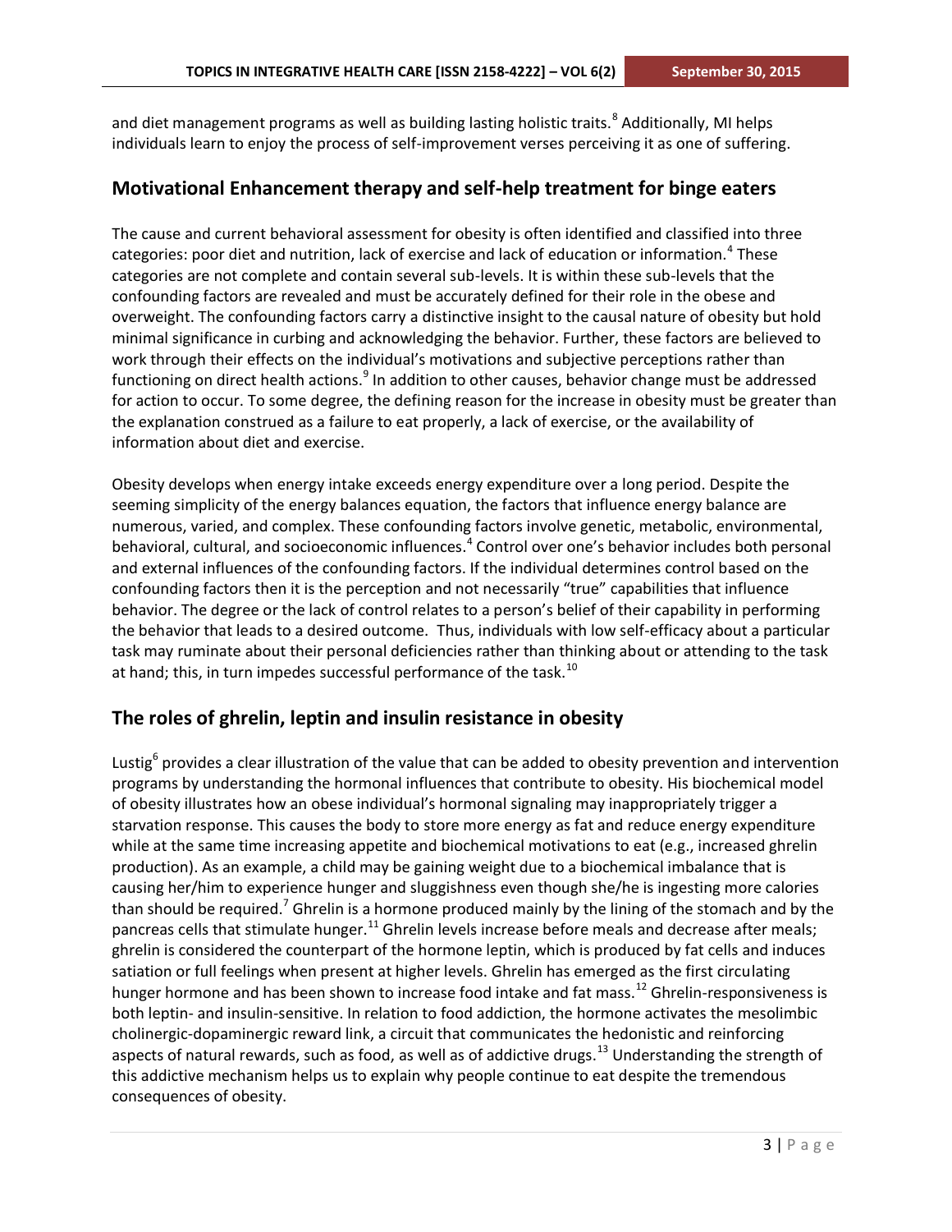and diet management programs as well as building lasting holistic traits.[8] Additionally, MI helps individuals learn to enjoy the process of self-improvement verses perceiving it as one of suffering.

## Motivational Enhancement therapy and self-help treatment for binge eaters

The cause and current behavioral assessment for obesity is often identified and classified into three categories: poor diet and nutrition, lack of exercise and lack of education or information.[4] These categories are not complete and contain several sub-levels. It is within these sub-levels that the confounding factors are revealed and must be accurately defined for their role in the obese and overweight. The confounding factors carry a distinctive insight to the causal nature of obesity but hold minimal significance in curbing and acknowledging the behavior. Further, these factors are believed to work through their effects on the individual's motivations and subjective perceptions rather than functioning on direct health actions.[9] In addition to other causes, behavior change must be addressed for action to occur. To some degree, the defining reason for the increase in obesity must be greater than the explanation construed as a failure to eat properly, a lack of exercise, or the availability of information about diet and exercise.

Obesity develops when energy intake exceeds energy expenditure over a long period. Despite the seeming simplicity of the energy balances equation, the factors that influence energy balance are numerous, varied, and complex. These confounding factors involve genetic, metabolic, environmental, behavioral, cultural, and socioeconomic influences.[4] Control over one's behavior includes both personal and external influences of the confounding factors. If the individual determines control based on the confounding factors then it is the perception and not necessarily "true" capabilities that influence behavior. The degree or the lack of control relates to a person's belief of their capability in performing the behavior that leads to a desired outcome. Thus, individuals with low self-efficacy about a particular task may ruminate about their personal deficiencies rather than thinking about or attending to the task at hand; this, in turn impedes successful performance of the task.[10]

## The roles of ghrelin, leptin and insulin resistance in obesity

Lustig[6] provides a clear illustration of the value that can be added to obesity prevention and intervention programs by understanding the hormonal influences that contribute to obesity. His biochemical model of obesity illustrates how an obese individual's hormonal signaling may inappropriately trigger a starvation response. This causes the body to store more energy as fat and reduce energy expenditure while at the same time increasing appetite and biochemical motivations to eat (e.g., increased ghrelin production). As an example, a child may be gaining weight due to a biochemical imbalance that is causing her/him to experience hunger and sluggishness even though she/he is ingesting more calories than should be required.[7] Ghrelin is a hormone produced mainly by the lining of the stomach and by the pancreas cells that stimulate hunger.[11] Ghrelin levels increase before meals and decrease after meals; ghrelin is considered the counterpart of the hormone leptin, which is produced by fat cells and induces satiation or full feelings when present at higher levels. Ghrelin has emerged as the first circulating hunger hormone and has been shown to increase food intake and fat mass.[12] Ghrelin-responsiveness is both leptin- and insulin-sensitive. In relation to food addiction, the hormone activates the mesolimbic cholinergic-dopaminergic reward link, a circuit that communicates the hedonistic and reinforcing aspects of natural rewards, such as food, as well as of addictive drugs.[13] Understanding the strength of this addictive mechanism helps us to explain why people continue to eat despite the tremendous consequences of obesity.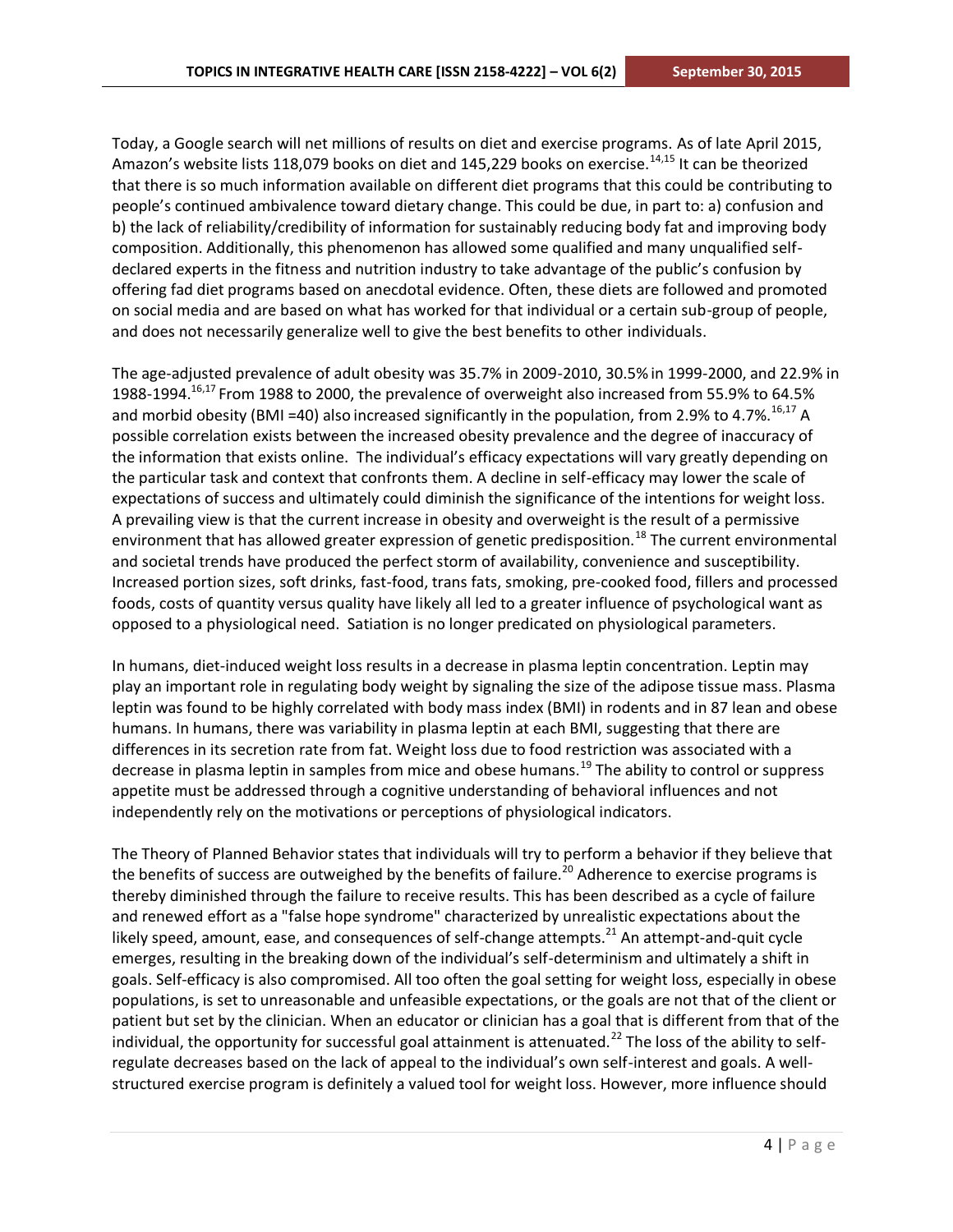Today, a Google search will net millions of results on diet and exercise programs. As of late April 2015, Amazon's website lists 118,079 books on diet and 145,229 books on exercise.[14,15] It can be theorized that there is so much information available on different diet programs that this could be contributing to people's continued ambivalence toward dietary change. This could be due, in part to: a) confusion and b) the lack of reliability/credibility of information for sustainably reducing body fat and improving body composition. Additionally, this phenomenon has allowed some qualified and many unqualified self-declared experts in the fitness and nutrition industry to take advantage of the public's confusion by offering fad diet programs based on anecdotal evidence. Often, these diets are followed and promoted on social media and are based on what has worked for that individual or a certain sub-group of people, and does not necessarily generalize well to give the best benefits to other individuals.

The age-adjusted prevalence of adult obesity was 35.7% in 2009-2010, 30.5% in 1999-2000, and 22.9% in 1988-1994.[16,17] From 1988 to 2000, the prevalence of overweight also increased from 55.9% to 64.5% and morbid obesity (BMI =40) also increased significantly in the population, from 2.9% to 4.7%.[16,17] A possible correlation exists between the increased obesity prevalence and the degree of inaccuracy of the information that exists online. The individual's efficacy expectations will vary greatly depending on the particular task and context that confronts them. A decline in self-efficacy may lower the scale of expectations of success and ultimately could diminish the significance of the intentions for weight loss. A prevailing view is that the current increase in obesity and overweight is the result of a permissive environment that has allowed greater expression of genetic predisposition.[18] The current environmental and societal trends have produced the perfect storm of availability, convenience and susceptibility. Increased portion sizes, soft drinks, fast-food, trans fats, smoking, pre-cooked food, fillers and processed foods, costs of quantity versus quality have likely all led to a greater influence of psychological want as opposed to a physiological need. Satiation is no longer predicated on physiological parameters.

In humans, diet-induced weight loss results in a decrease in plasma leptin concentration. Leptin may play an important role in regulating body weight by signaling the size of the adipose tissue mass. Plasma leptin was found to be highly correlated with body mass index (BMI) in rodents and in 87 lean and obese humans. In humans, there was variability in plasma leptin at each BMI, suggesting that there are differences in its secretion rate from fat. Weight loss due to food restriction was associated with a decrease in plasma leptin in samples from mice and obese humans.[19] The ability to control or suppress appetite must be addressed through a cognitive understanding of behavioral influences and not independently rely on the motivations or perceptions of physiological indicators.

The Theory of Planned Behavior states that individuals will try to perform a behavior if they believe that the benefits of success are outweighed by the benefits of failure.[20] Adherence to exercise programs is thereby diminished through the failure to receive results. This has been described as a cycle of failure and renewed effort as a "false hope syndrome" characterized by unrealistic expectations about the likely speed, amount, ease, and consequences of self-change attempts.[21] An attempt-and-quit cycle emerges, resulting in the breaking down of the individual's self-determinism and ultimately a shift in goals. Self-efficacy is also compromised. All too often the goal setting for weight loss, especially in obese populations, is set to unreasonable and unfeasible expectations, or the goals are not that of the client or patient but set by the clinician. When an educator or clinician has a goal that is different from that of the individual, the opportunity for successful goal attainment is attenuated.[22] The loss of the ability to self-regulate decreases based on the lack of appeal to the individual's own self-interest and goals. A well-structured exercise program is definitely a valued tool for weight loss. However, more influence should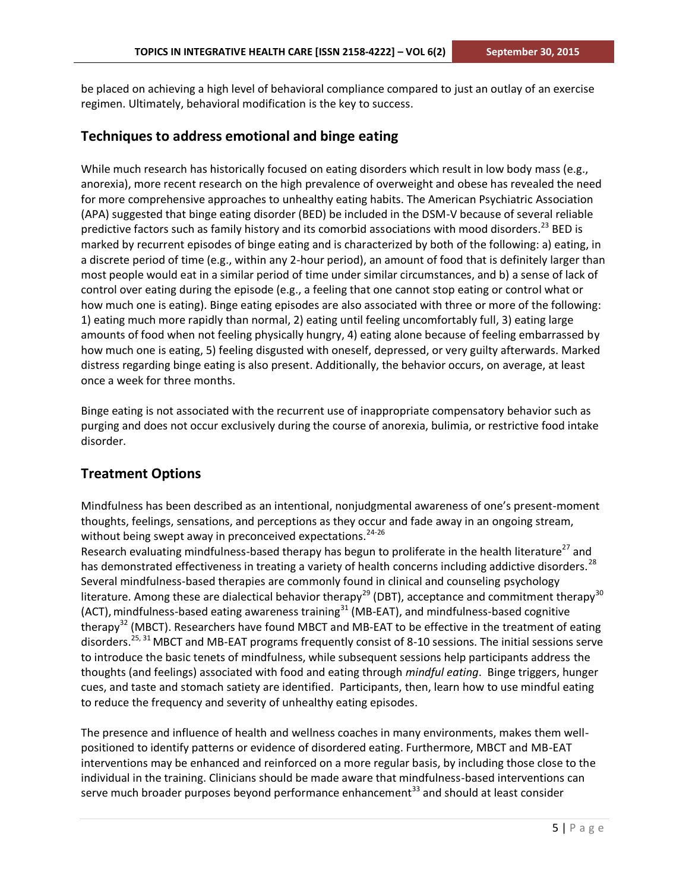be placed on achieving a high level of behavioral compliance compared to just an outlay of an exercise regimen. Ultimately, behavioral modification is the key to success.

## Techniques to address emotional and binge eating

While much research has historically focused on eating disorders which result in low body mass (e.g., anorexia), more recent research on the high prevalence of overweight and obese has revealed the need for more comprehensive approaches to unhealthy eating habits. The American Psychiatric Association (APA) suggested that binge eating disorder (BED) be included in the DSM-V because of several reliable predictive factors such as family history and its comorbid associations with mood disorders.[23] BED is marked by recurrent episodes of binge eating and is characterized by both of the following: a) eating, in a discrete period of time (e.g., within any 2-hour period), an amount of food that is definitely larger than most people would eat in a similar period of time under similar circumstances, and b) a sense of lack of control over eating during the episode (e.g., a feeling that one cannot stop eating or control what or how much one is eating). Binge eating episodes are also associated with three or more of the following: 1) eating much more rapidly than normal, 2) eating until feeling uncomfortably full, 3) eating large amounts of food when not feeling physically hungry, 4) eating alone because of feeling embarrassed by how much one is eating, 5) feeling disgusted with oneself, depressed, or very guilty afterwards. Marked distress regarding binge eating is also present. Additionally, the behavior occurs, on average, at least once a week for three months.

Binge eating is not associated with the recurrent use of inappropriate compensatory behavior such as purging and does not occur exclusively during the course of anorexia, bulimia, or restrictive food intake disorder.

## Treatment Options

Mindfulness has been described as an intentional, nonjudgmental awareness of one's present-moment thoughts, feelings, sensations, and perceptions as they occur and fade away in an ongoing stream, without being swept away in preconceived expectations.[24-26]
Research evaluating mindfulness-based therapy has begun to proliferate in the health literature[27] and has demonstrated effectiveness in treating a variety of health concerns including addictive disorders.[28] Several mindfulness-based therapies are commonly found in clinical and counseling psychology literature. Among these are dialectical behavior therapy[29] (DBT), acceptance and commitment therapy[30] (ACT), mindfulness-based eating awareness training[31] (MB-EAT), and mindfulness-based cognitive therapy[32] (MBCT). Researchers have found MBCT and MB-EAT to be effective in the treatment of eating disorders.[25, 31] MBCT and MB-EAT programs frequently consist of 8-10 sessions. The initial sessions serve to introduce the basic tenets of mindfulness, while subsequent sessions help participants address the thoughts (and feelings) associated with food and eating through *mindful eating*. Binge triggers, hunger cues, and taste and stomach satiety are identified. Participants, then, learn how to use mindful eating to reduce the frequency and severity of unhealthy eating episodes.

The presence and influence of health and wellness coaches in many environments, makes them well-positioned to identify patterns or evidence of disordered eating. Furthermore, MBCT and MB-EAT interventions may be enhanced and reinforced on a more regular basis, by including those close to the individual in the training. Clinicians should be made aware that mindfulness-based interventions can serve much broader purposes beyond performance enhancement[33] and should at least consider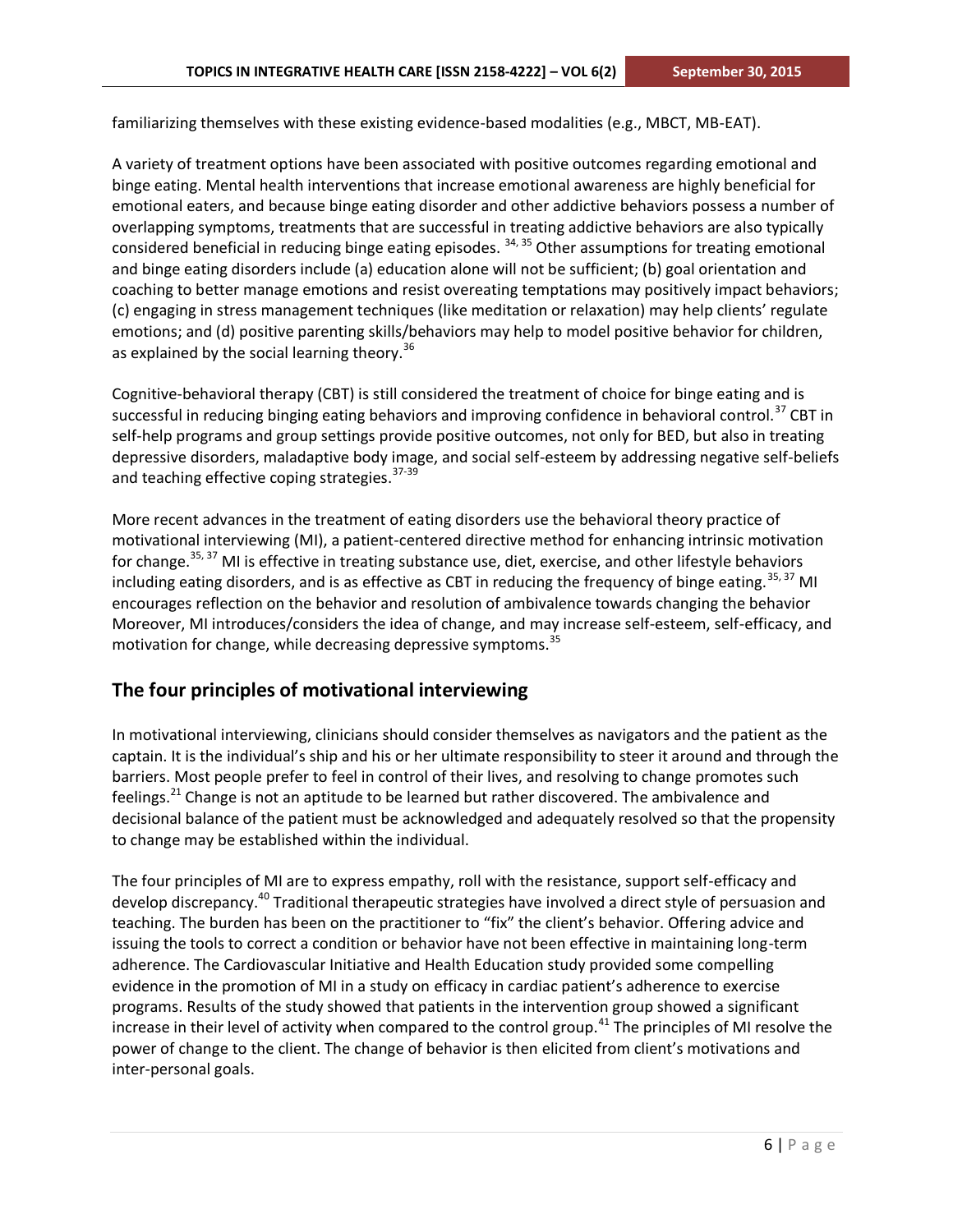familiarizing themselves with these existing evidence-based modalities (e.g., MBCT, MB-EAT).

A variety of treatment options have been associated with positive outcomes regarding emotional and binge eating. Mental health interventions that increase emotional awareness are highly beneficial for emotional eaters, and because binge eating disorder and other addictive behaviors possess a number of overlapping symptoms, treatments that are successful in treating addictive behaviors are also typically considered beneficial in reducing binge eating episodes. [34, 35] Other assumptions for treating emotional and binge eating disorders include (a) education alone will not be sufficient; (b) goal orientation and coaching to better manage emotions and resist overeating temptations may positively impact behaviors; (c) engaging in stress management techniques (like meditation or relaxation) may help clients' regulate emotions; and (d) positive parenting skills/behaviors may help to model positive behavior for children, as explained by the social learning theory.[36]

Cognitive-behavioral therapy (CBT) is still considered the treatment of choice for binge eating and is successful in reducing binging eating behaviors and improving confidence in behavioral control.[37] CBT in self-help programs and group settings provide positive outcomes, not only for BED, but also in treating depressive disorders, maladaptive body image, and social self-esteem by addressing negative self-beliefs and teaching effective coping strategies.[37-39]

More recent advances in the treatment of eating disorders use the behavioral theory practice of motivational interviewing (MI), a patient-centered directive method for enhancing intrinsic motivation for change.[35, 37] MI is effective in treating substance use, diet, exercise, and other lifestyle behaviors including eating disorders, and is as effective as CBT in reducing the frequency of binge eating.[35, 37] MI encourages reflection on the behavior and resolution of ambivalence towards changing the behavior Moreover, MI introduces/considers the idea of change, and may increase self-esteem, self-efficacy, and motivation for change, while decreasing depressive symptoms.[35]

## The four principles of motivational interviewing

In motivational interviewing, clinicians should consider themselves as navigators and the patient as the captain. It is the individual's ship and his or her ultimate responsibility to steer it around and through the barriers. Most people prefer to feel in control of their lives, and resolving to change promotes such feelings.[21] Change is not an aptitude to be learned but rather discovered. The ambivalence and decisional balance of the patient must be acknowledged and adequately resolved so that the propensity to change may be established within the individual.

The four principles of MI are to express empathy, roll with the resistance, support self-efficacy and develop discrepancy.[40] Traditional therapeutic strategies have involved a direct style of persuasion and teaching. The burden has been on the practitioner to "fix" the client's behavior. Offering advice and issuing the tools to correct a condition or behavior have not been effective in maintaining long-term adherence. The Cardiovascular Initiative and Health Education study provided some compelling evidence in the promotion of MI in a study on efficacy in cardiac patient's adherence to exercise programs. Results of the study showed that patients in the intervention group showed a significant increase in their level of activity when compared to the control group.[41] The principles of MI resolve the power of change to the client. The change of behavior is then elicited from client's motivations and inter-personal goals.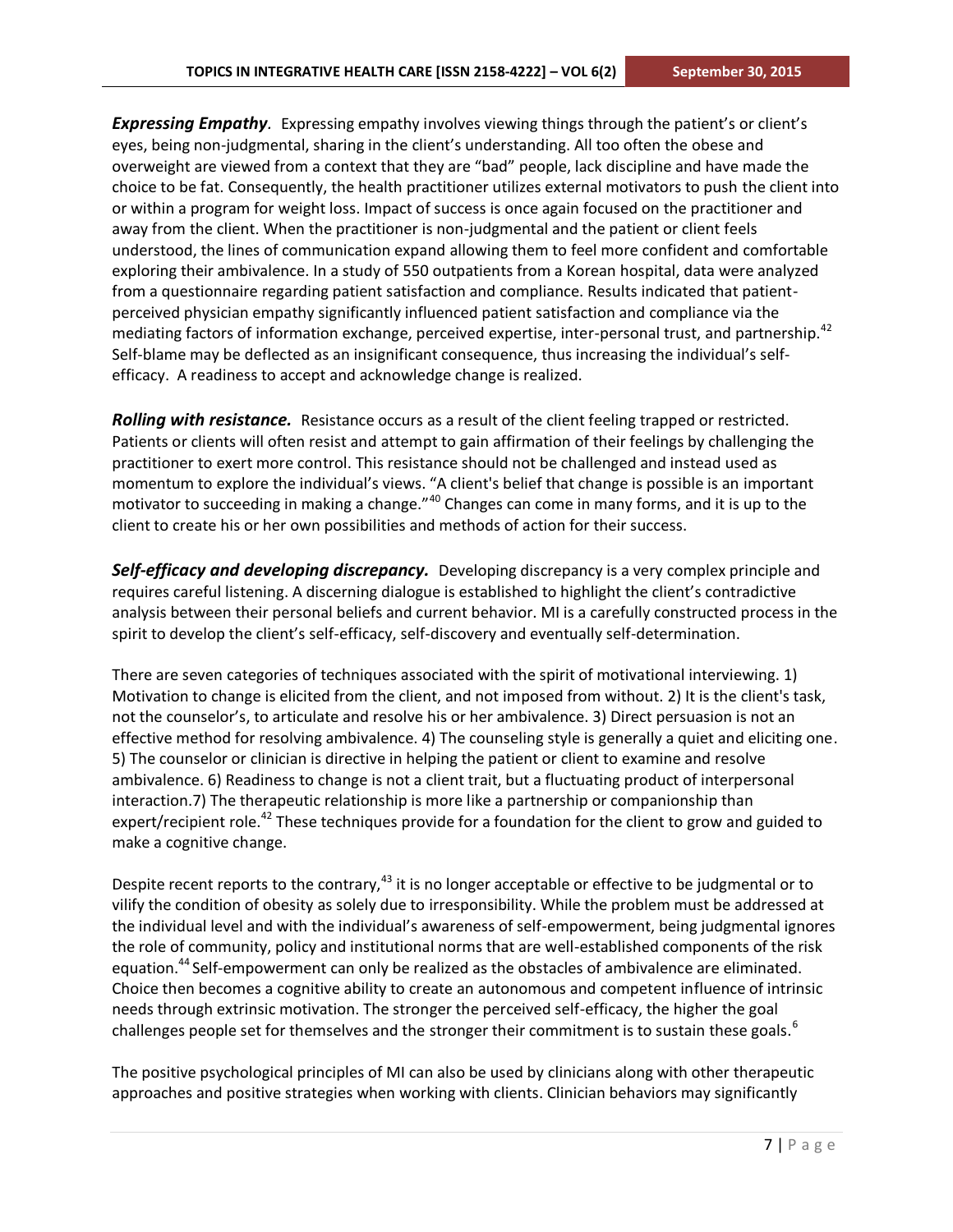***Expressing Empathy**.* Expressing empathy involves viewing things through the patient's or client's eyes, being non-judgmental, sharing in the client's understanding. All too often the obese and overweight are viewed from a context that they are "bad" people, lack discipline and have made the choice to be fat. Consequently, the health practitioner utilizes external motivators to push the client into or within a program for weight loss. Impact of success is once again focused on the practitioner and away from the client. When the practitioner is non-judgmental and the patient or client feels understood, the lines of communication expand allowing them to feel more confident and comfortable exploring their ambivalence. In a study of 550 outpatients from a Korean hospital, data were analyzed from a questionnaire regarding patient satisfaction and compliance. Results indicated that patient-perceived physician empathy significantly influenced patient satisfaction and compliance via the mediating factors of information exchange, perceived expertise, inter-personal trust, and partnership.[42] Self-blame may be deflected as an insignificant consequence, thus increasing the individual's self-efficacy. A readiness to accept and acknowledge change is realized.

***Rolling with resistance.*** Resistance occurs as a result of the client feeling trapped or restricted. Patients or clients will often resist and attempt to gain affirmation of their feelings by challenging the practitioner to exert more control. This resistance should not be challenged and instead used as momentum to explore the individual's views. "A client's belief that change is possible is an important motivator to succeeding in making a change."[40] Changes can come in many forms, and it is up to the client to create his or her own possibilities and methods of action for their success.

***Self-efficacy and developing discrepancy.*** Developing discrepancy is a very complex principle and requires careful listening. A discerning dialogue is established to highlight the client's contradictive analysis between their personal beliefs and current behavior. MI is a carefully constructed process in the spirit to develop the client's self-efficacy, self-discovery and eventually self-determination.

There are seven categories of techniques associated with the spirit of motivational interviewing. 1) Motivation to change is elicited from the client, and not imposed from without. 2) It is the client's task, not the counselor's, to articulate and resolve his or her ambivalence. 3) Direct persuasion is not an effective method for resolving ambivalence. 4) The counseling style is generally a quiet and eliciting one. 5) The counselor or clinician is directive in helping the patient or client to examine and resolve ambivalence. 6) Readiness to change is not a client trait, but a fluctuating product of interpersonal interaction.7) The therapeutic relationship is more like a partnership or companionship than expert/recipient role.[42] These techniques provide for a foundation for the client to grow and guided to make a cognitive change.

Despite recent reports to the contrary,[43] it is no longer acceptable or effective to be judgmental or to vilify the condition of obesity as solely due to irresponsibility. While the problem must be addressed at the individual level and with the individual's awareness of self-empowerment, being judgmental ignores the role of community, policy and institutional norms that are well-established components of the risk equation.[44] Self-empowerment can only be realized as the obstacles of ambivalence are eliminated. Choice then becomes a cognitive ability to create an autonomous and competent influence of intrinsic needs through extrinsic motivation. The stronger the perceived self-efficacy, the higher the goal challenges people set for themselves and the stronger their commitment is to sustain these goals.[6]

The positive psychological principles of MI can also be used by clinicians along with other therapeutic approaches and positive strategies when working with clients. Clinician behaviors may significantly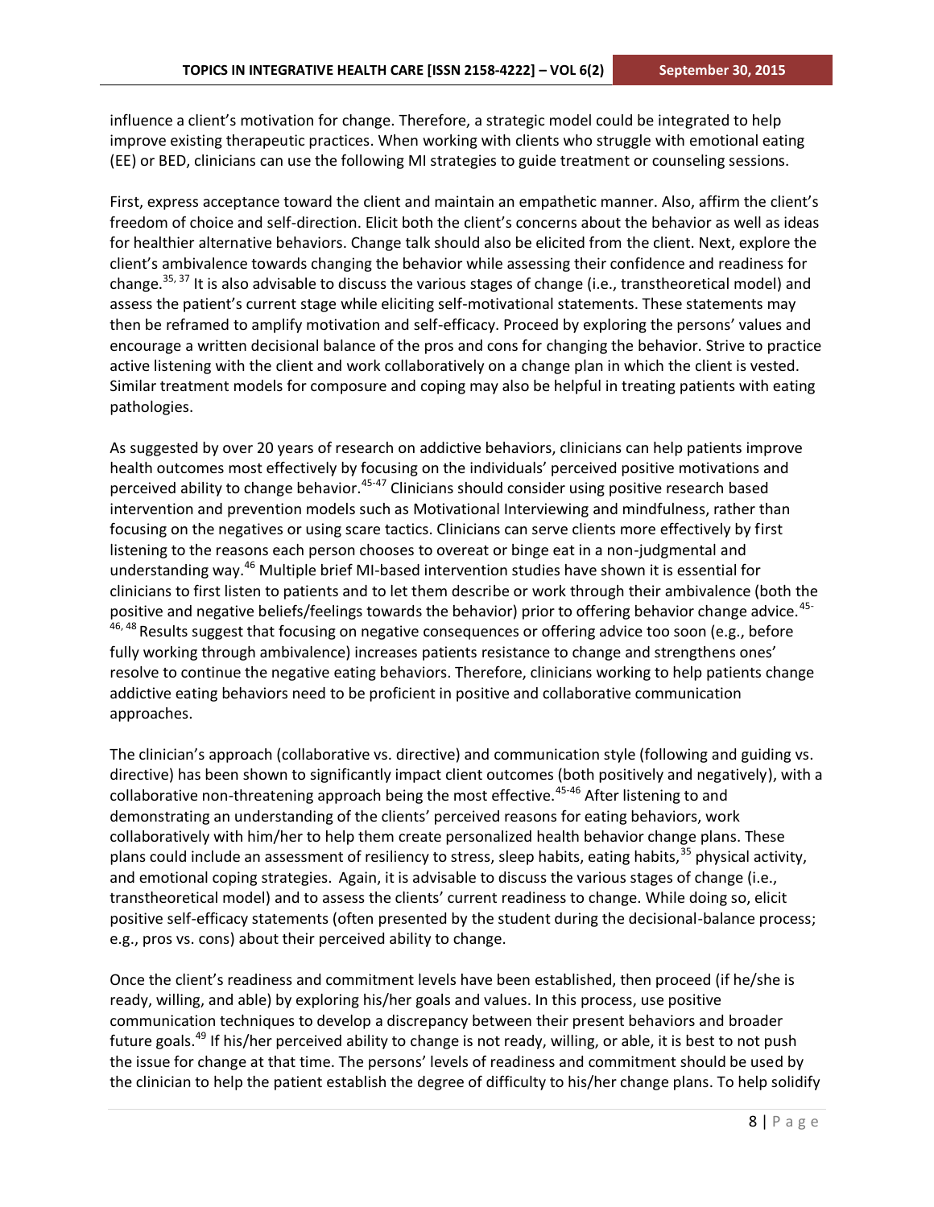influence a client's motivation for change. Therefore, a strategic model could be integrated to help improve existing therapeutic practices. When working with clients who struggle with emotional eating (EE) or BED, clinicians can use the following MI strategies to guide treatment or counseling sessions.

First, express acceptance toward the client and maintain an empathetic manner. Also, affirm the client's freedom of choice and self-direction. Elicit both the client's concerns about the behavior as well as ideas for healthier alternative behaviors. Change talk should also be elicited from the client. Next, explore the client's ambivalence towards changing the behavior while assessing their confidence and readiness for change.[35, 37] It is also advisable to discuss the various stages of change (i.e., transtheoretical model) and assess the patient's current stage while eliciting self-motivational statements. These statements may then be reframed to amplify motivation and self-efficacy. Proceed by exploring the persons' values and encourage a written decisional balance of the pros and cons for changing the behavior. Strive to practice active listening with the client and work collaboratively on a change plan in which the client is vested. Similar treatment models for composure and coping may also be helpful in treating patients with eating pathologies.

As suggested by over 20 years of research on addictive behaviors, clinicians can help patients improve health outcomes most effectively by focusing on the individuals' perceived positive motivations and perceived ability to change behavior.[45-47] Clinicians should consider using positive research based intervention and prevention models such as Motivational Interviewing and mindfulness, rather than focusing on the negatives or using scare tactics. Clinicians can serve clients more effectively by first listening to the reasons each person chooses to overeat or binge eat in a non-judgmental and understanding way.[46] Multiple brief MI-based intervention studies have shown it is essential for clinicians to first listen to patients and to let them describe or work through their ambivalence (both the positive and negative beliefs/feelings towards the behavior) prior to offering behavior change advice.[45-46, 48] Results suggest that focusing on negative consequences or offering advice too soon (e.g., before fully working through ambivalence) increases patients resistance to change and strengthens ones' resolve to continue the negative eating behaviors. Therefore, clinicians working to help patients change addictive eating behaviors need to be proficient in positive and collaborative communication approaches.

The clinician's approach (collaborative vs. directive) and communication style (following and guiding vs. directive) has been shown to significantly impact client outcomes (both positively and negatively), with a collaborative non-threatening approach being the most effective.[45-46] After listening to and demonstrating an understanding of the clients' perceived reasons for eating behaviors, work collaboratively with him/her to help them create personalized health behavior change plans. These plans could include an assessment of resiliency to stress, sleep habits, eating habits,[35] physical activity, and emotional coping strategies. Again, it is advisable to discuss the various stages of change (i.e., transtheoretical model) and to assess the clients' current readiness to change. While doing so, elicit positive self-efficacy statements (often presented by the student during the decisional-balance process; e.g., pros vs. cons) about their perceived ability to change.

Once the client's readiness and commitment levels have been established, then proceed (if he/she is ready, willing, and able) by exploring his/her goals and values. In this process, use positive communication techniques to develop a discrepancy between their present behaviors and broader future goals.[49] If his/her perceived ability to change is not ready, willing, or able, it is best to not push the issue for change at that time. The persons' levels of readiness and commitment should be used by the clinician to help the patient establish the degree of difficulty to his/her change plans. To help solidify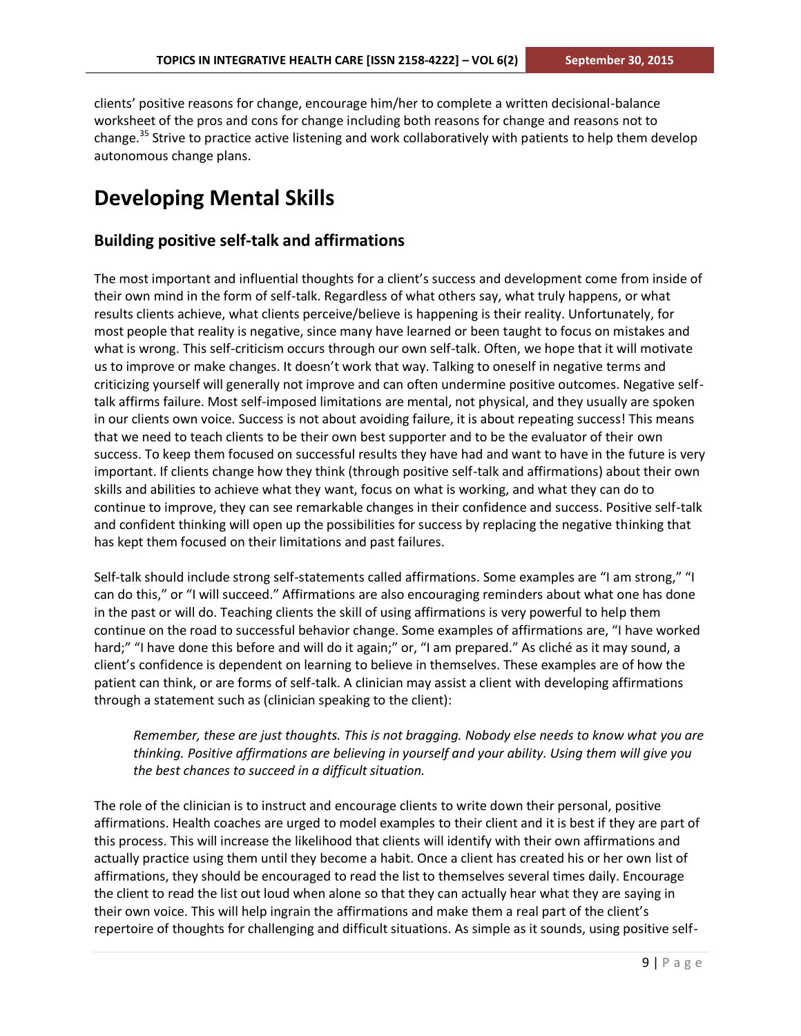clients' positive reasons for change, encourage him/her to complete a written decisional-balance worksheet of the pros and cons for change including both reasons for change and reasons not to change.[35] Strive to practice active listening and work collaboratively with patients to help them develop autonomous change plans.

# Developing Mental Skills

## Building positive self-talk and affirmations

The most important and influential thoughts for a client's success and development come from inside of their own mind in the form of self-talk. Regardless of what others say, what truly happens, or what results clients achieve, what clients perceive/believe is happening is their reality. Unfortunately, for most people that reality is negative, since many have learned or been taught to focus on mistakes and what is wrong. This self-criticism occurs through our own self-talk. Often, we hope that it will motivate us to improve or make changes. It doesn't work that way. Talking to oneself in negative terms and criticizing yourself will generally not improve and can often undermine positive outcomes. Negative self-talk affirms failure. Most self-imposed limitations are mental, not physical, and they usually are spoken in our clients own voice. Success is not about avoiding failure, it is about repeating success! This means that we need to teach clients to be their own best supporter and to be the evaluator of their own success. To keep them focused on successful results they have had and want to have in the future is very important. If clients change how they think (through positive self-talk and affirmations) about their own skills and abilities to achieve what they want, focus on what is working, and what they can do to continue to improve, they can see remarkable changes in their confidence and success. Positive self-talk and confident thinking will open up the possibilities for success by replacing the negative thinking that has kept them focused on their limitations and past failures.

Self-talk should include strong self-statements called affirmations. Some examples are "I am strong," "I can do this," or "I will succeed." Affirmations are also encouraging reminders about what one has done in the past or will do. Teaching clients the skill of using affirmations is very powerful to help them continue on the road to successful behavior change. Some examples of affirmations are, "I have worked hard;" "I have done this before and will do it again;" or, "I am prepared." As cliché as it may sound, a client's confidence is dependent on learning to believe in themselves. These examples are of how the patient can think, or are forms of self-talk. A clinician may assist a client with developing affirmations through a statement such as (clinician speaking to the client):

> *Remember, these are just thoughts. This is not bragging. Nobody else needs to know what you are thinking. Positive affirmations are believing in yourself and your ability. Using them will give you the best chances to succeed in a difficult situation.*

The role of the clinician is to instruct and encourage clients to write down their personal, positive affirmations. Health coaches are urged to model examples to their client and it is best if they are part of this process. This will increase the likelihood that clients will identify with their own affirmations and actually practice using them until they become a habit. Once a client has created his or her own list of affirmations, they should be encouraged to read the list to themselves several times daily. Encourage the client to read the list out loud when alone so that they can actually hear what they are saying in their own voice. This will help ingrain the affirmations and make them a real part of the client's repertoire of thoughts for challenging and difficult situations. As simple as it sounds, using positive self-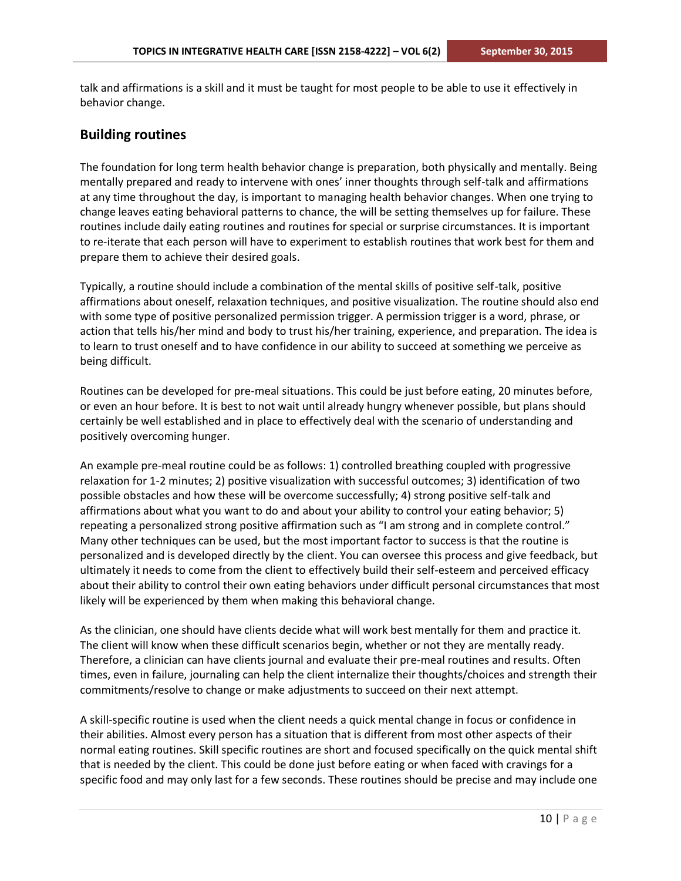talk and affirmations is a skill and it must be taught for most people to be able to use it effectively in behavior change.

## Building routines

The foundation for long term health behavior change is preparation, both physically and mentally. Being mentally prepared and ready to intervene with ones' inner thoughts through self-talk and affirmations at any time throughout the day, is important to managing health behavior changes. When one trying to change leaves eating behavioral patterns to chance, the will be setting themselves up for failure. These routines include daily eating routines and routines for special or surprise circumstances. It is important to re-iterate that each person will have to experiment to establish routines that work best for them and prepare them to achieve their desired goals.

Typically, a routine should include a combination of the mental skills of positive self-talk, positive affirmations about oneself, relaxation techniques, and positive visualization. The routine should also end with some type of positive personalized permission trigger. A permission trigger is a word, phrase, or action that tells his/her mind and body to trust his/her training, experience, and preparation. The idea is to learn to trust oneself and to have confidence in our ability to succeed at something we perceive as being difficult.

Routines can be developed for pre-meal situations. This could be just before eating, 20 minutes before, or even an hour before. It is best to not wait until already hungry whenever possible, but plans should certainly be well established and in place to effectively deal with the scenario of understanding and positively overcoming hunger.

An example pre-meal routine could be as follows: 1) controlled breathing coupled with progressive relaxation for 1-2 minutes; 2) positive visualization with successful outcomes; 3) identification of two possible obstacles and how these will be overcome successfully; 4) strong positive self-talk and affirmations about what you want to do and about your ability to control your eating behavior; 5) repeating a personalized strong positive affirmation such as "I am strong and in complete control." Many other techniques can be used, but the most important factor to success is that the routine is personalized and is developed directly by the client. You can oversee this process and give feedback, but ultimately it needs to come from the client to effectively build their self-esteem and perceived efficacy about their ability to control their own eating behaviors under difficult personal circumstances that most likely will be experienced by them when making this behavioral change.

As the clinician, one should have clients decide what will work best mentally for them and practice it. The client will know when these difficult scenarios begin, whether or not they are mentally ready. Therefore, a clinician can have clients journal and evaluate their pre-meal routines and results. Often times, even in failure, journaling can help the client internalize their thoughts/choices and strength their commitments/resolve to change or make adjustments to succeed on their next attempt.

A skill-specific routine is used when the client needs a quick mental change in focus or confidence in their abilities. Almost every person has a situation that is different from most other aspects of their normal eating routines. Skill specific routines are short and focused specifically on the quick mental shift that is needed by the client. This could be done just before eating or when faced with cravings for a specific food and may only last for a few seconds. These routines should be precise and may include one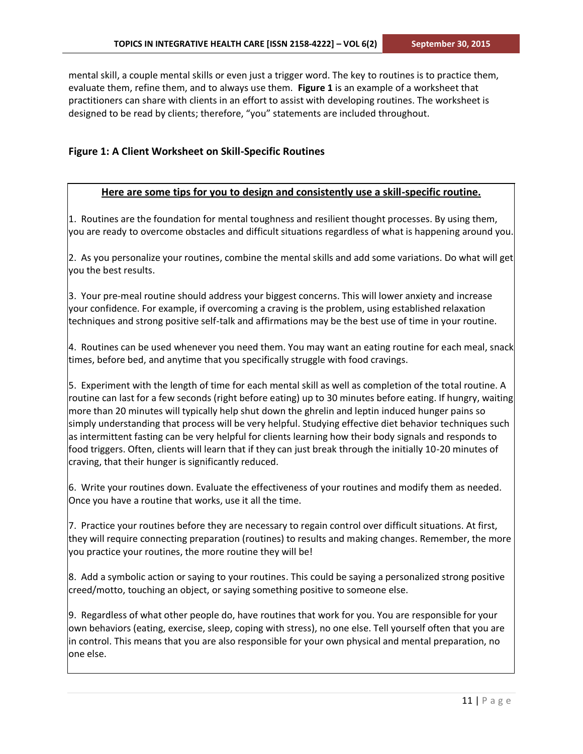mental skill, a couple mental skills or even just a trigger word. The key to routines is to practice them, evaluate them, refine them, and to always use them. **Figure 1** is an example of a worksheet that practitioners can share with clients in an effort to assist with developing routines. The worksheet is designed to be read by clients; therefore, "you" statements are included throughout.

### Figure 1: A Client Worksheet on Skill-Specific Routines

**<u>Here are some tips for you to design and consistently use a skill-specific routine.</u>**

1. Routines are the foundation for mental toughness and resilient thought processes. By using them, you are ready to overcome obstacles and difficult situations regardless of what is happening around you.

2. As you personalize your routines, combine the mental skills and add some variations. Do what will get you the best results.

3. Your pre-meal routine should address your biggest concerns. This will lower anxiety and increase your confidence. For example, if overcoming a craving is the problem, using established relaxation techniques and strong positive self-talk and affirmations may be the best use of time in your routine.

4. Routines can be used whenever you need them. You may want an eating routine for each meal, snack times, before bed, and anytime that you specifically struggle with food cravings.

5. Experiment with the length of time for each mental skill as well as completion of the total routine. A routine can last for a few seconds (right before eating) up to 30 minutes before eating. If hungry, waiting more than 20 minutes will typically help shut down the ghrelin and leptin induced hunger pains so simply understanding that process will be very helpful. Studying effective diet behavior techniques such as intermittent fasting can be very helpful for clients learning how their body signals and responds to food triggers. Often, clients will learn that if they can just break through the initially 10-20 minutes of craving, that their hunger is significantly reduced.

6. Write your routines down. Evaluate the effectiveness of your routines and modify them as needed. Once you have a routine that works, use it all the time.

7. Practice your routines before they are necessary to regain control over difficult situations. At first, they will require connecting preparation (routines) to results and making changes. Remember, the more you practice your routines, the more routine they will be!

8. Add a symbolic action or saying to your routines. This could be saying a personalized strong positive creed/motto, touching an object, or saying something positive to someone else.

9. Regardless of what other people do, have routines that work for you. You are responsible for your own behaviors (eating, exercise, sleep, coping with stress), no one else. Tell yourself often that you are in control. This means that you are also responsible for your own physical and mental preparation, no one else.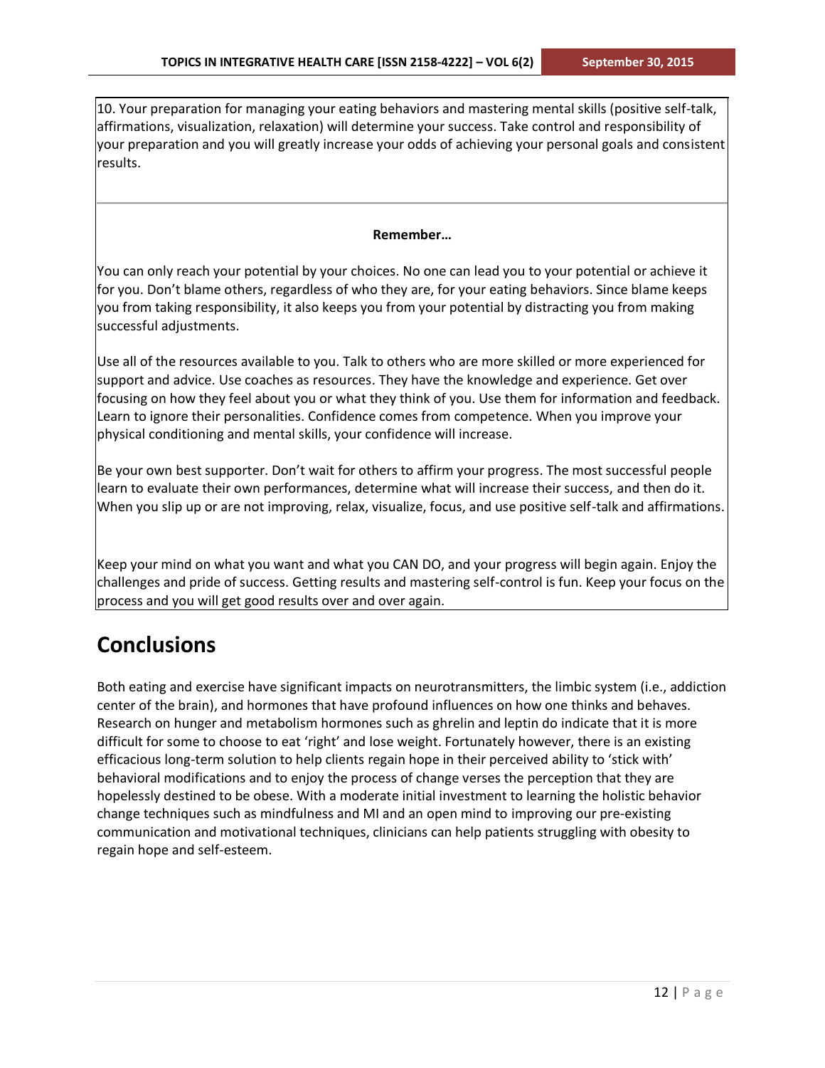10. Your preparation for managing your eating behaviors and mastering mental skills (positive self-talk, affirmations, visualization, relaxation) will determine your success. Take control and responsibility of your preparation and you will greatly increase your odds of achieving your personal goals and consistent results.

**Remember…**

You can only reach your potential by your choices. No one can lead you to your potential or achieve it for you. Don't blame others, regardless of who they are, for your eating behaviors. Since blame keeps you from taking responsibility, it also keeps you from your potential by distracting you from making successful adjustments.

Use all of the resources available to you. Talk to others who are more skilled or more experienced for support and advice. Use coaches as resources. They have the knowledge and experience. Get over focusing on how they feel about you or what they think of you. Use them for information and feedback. Learn to ignore their personalities. Confidence comes from competence. When you improve your physical conditioning and mental skills, your confidence will increase.

Be your own best supporter. Don't wait for others to affirm your progress. The most successful people learn to evaluate their own performances, determine what will increase their success, and then do it. When you slip up or are not improving, relax, visualize, focus, and use positive self-talk and affirmations.

Keep your mind on what you want and what you CAN DO, and your progress will begin again. Enjoy the challenges and pride of success. Getting results and mastering self-control is fun. Keep your focus on the process and you will get good results over and over again.

# Conclusions

Both eating and exercise have significant impacts on neurotransmitters, the limbic system (i.e., addiction center of the brain), and hormones that have profound influences on how one thinks and behaves. Research on hunger and metabolism hormones such as ghrelin and leptin do indicate that it is more difficult for some to choose to eat 'right' and lose weight. Fortunately however, there is an existing efficacious long-term solution to help clients regain hope in their perceived ability to 'stick with' behavioral modifications and to enjoy the process of change verses the perception that they are hopelessly destined to be obese. With a moderate initial investment to learning the holistic behavior change techniques such as mindfulness and MI and an open mind to improving our pre-existing communication and motivational techniques, clinicians can help patients struggling with obesity to regain hope and self-esteem.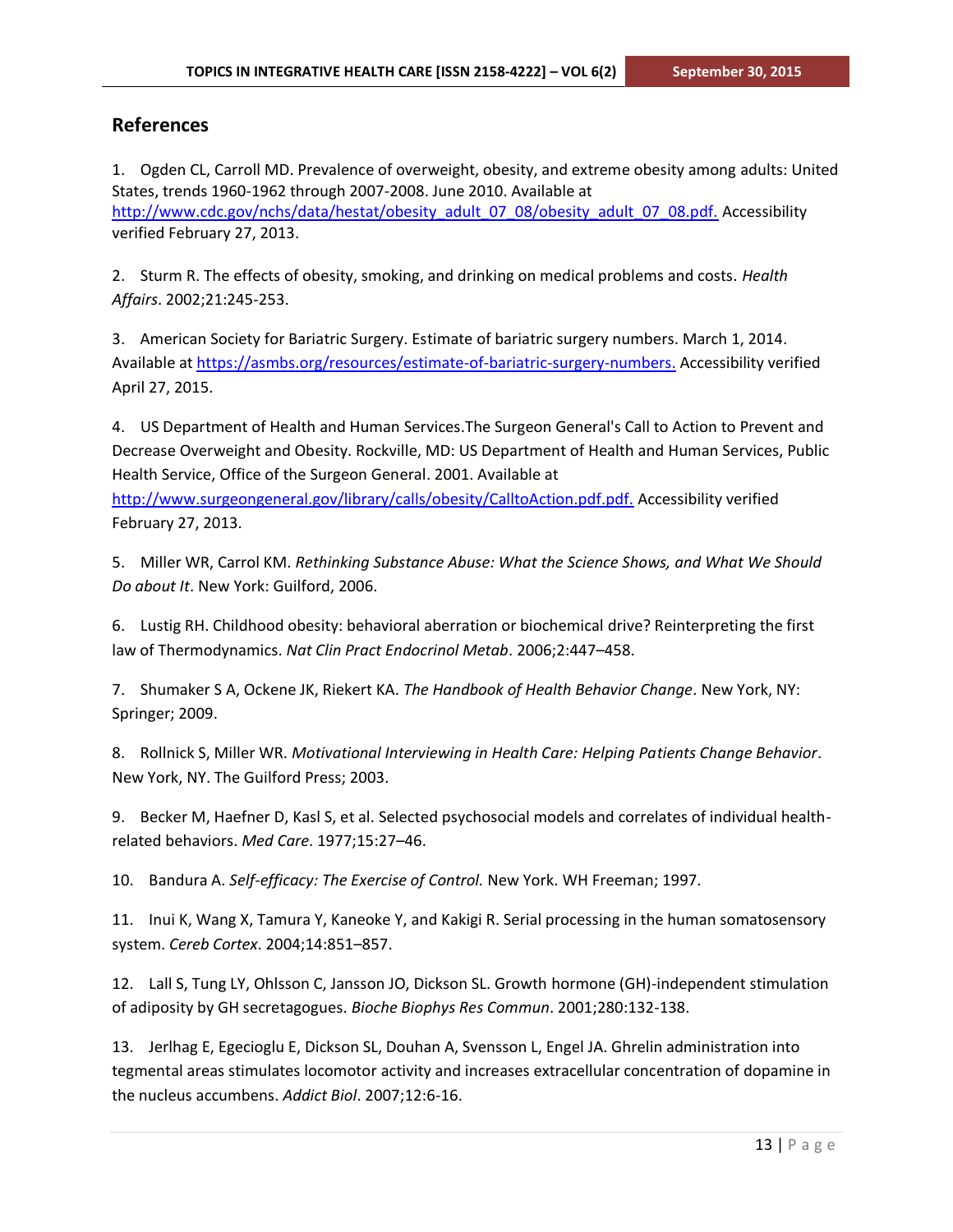## References

1. Ogden CL, Carroll MD. Prevalence of overweight, obesity, and extreme obesity among adults: United States, trends 1960-1962 through 2007-2008. June 2010. Available at [http://www.cdc.gov/nchs/data/hestat/obesity_adult_07_08/obesity_adult_07_08.pdf.](http://www.cdc.gov/nchs/data/hestat/obesity_adult_07_08/obesity_adult_07_08.pdf) Accessibility verified February 27, 2013.

2. Sturm R. The effects of obesity, smoking, and drinking on medical problems and costs. *Health Affairs*. 2002;21:245-253.

3. American Society for Bariatric Surgery. Estimate of bariatric surgery numbers. March 1, 2014. Available at [https://asmbs.org/resources/estimate-of-bariatric-surgery-numbers.](https://asmbs.org/resources/estimate-of-bariatric-surgery-numbers) Accessibility verified April 27, 2015.

4. US Department of Health and Human Services.The Surgeon General's Call to Action to Prevent and Decrease Overweight and Obesity. Rockville, MD: US Department of Health and Human Services, Public Health Service, Office of the Surgeon General. 2001. Available at [http://www.surgeongeneral.gov/library/calls/obesity/CalltoAction.pdf.pdf.](http://www.surgeongeneral.gov/library/calls/obesity/CalltoAction.pdf.pdf) Accessibility verified February 27, 2013.

5. Miller WR, Carrol KM. *Rethinking Substance Abuse: What the Science Shows, and What We Should Do about It*. New York: Guilford, 2006.

6. Lustig RH. Childhood obesity: behavioral aberration or biochemical drive? Reinterpreting the first law of Thermodynamics. *Nat Clin Pract Endocrinol Metab*. 2006;2:447–458.

7. Shumaker S A, Ockene JK, Riekert KA. *The Handbook of Health Behavior Change*. New York, NY: Springer; 2009.

8. Rollnick S, Miller WR. *Motivational Interviewing in Health Care: Helping Patients Change Behavior*. New York, NY. The Guilford Press; 2003.

9. Becker M, Haefner D, Kasl S, et al. Selected psychosocial models and correlates of individual health-related behaviors. *Med Care*. 1977;15:27–46.

10. Bandura A. *Self-efficacy: The Exercise of Control.* New York. WH Freeman; 1997.

11. Inui K, Wang X, Tamura Y, Kaneoke Y, and Kakigi R. Serial processing in the human somatosensory system. *Cereb Cortex*. 2004;14:851–857.

12. Lall S, Tung LY, Ohlsson C, Jansson JO, Dickson SL. Growth hormone (GH)-independent stimulation of adiposity by GH secretagogues. *Bioche Biophys Res Commun*. 2001;280:132-138.

13. Jerlhag E, Egecioglu E, Dickson SL, Douhan A, Svensson L, Engel JA. Ghrelin administration into tegmental areas stimulates locomotor activity and increases extracellular concentration of dopamine in the nucleus accumbens. *Addict Biol*. 2007;12:6-16.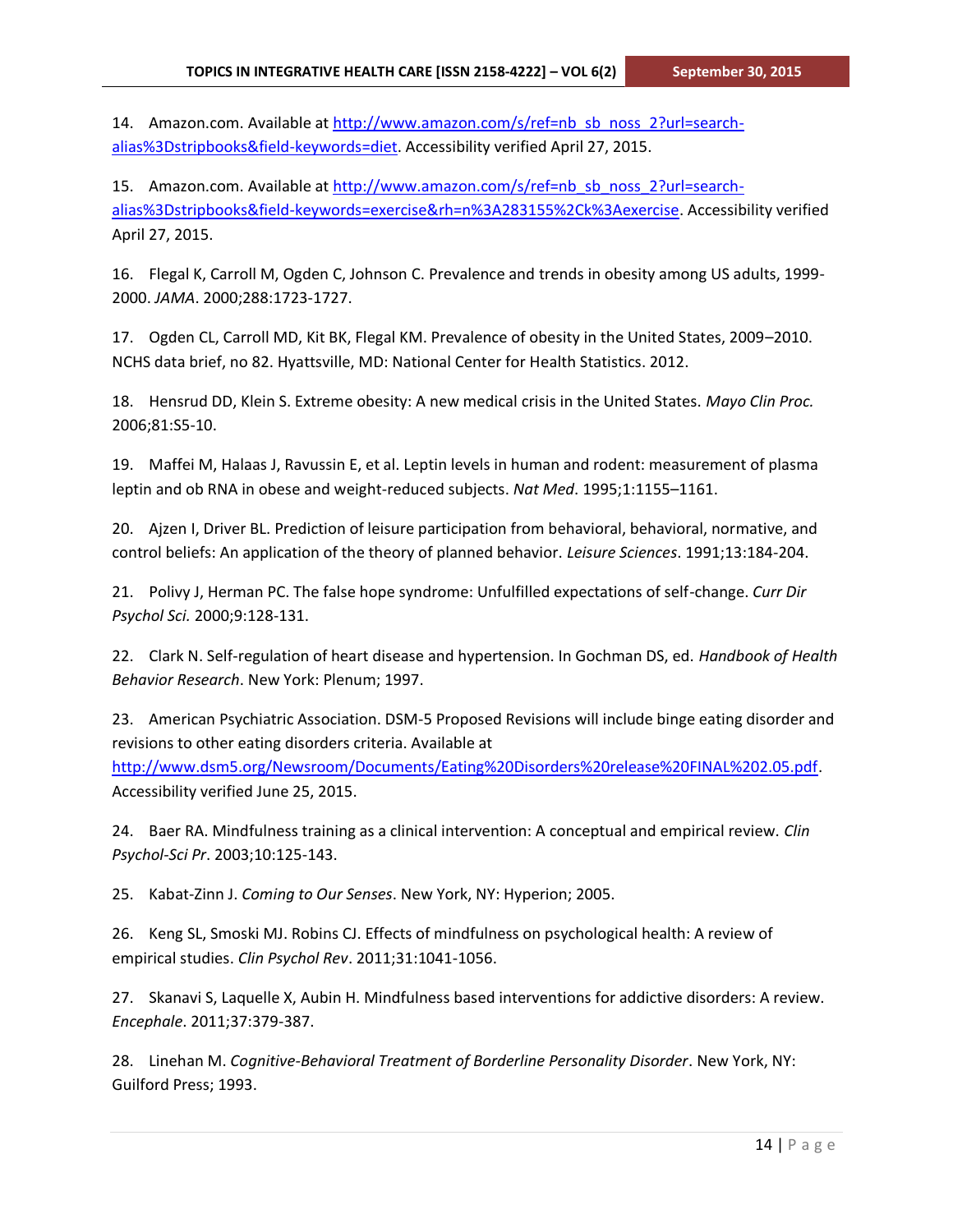14. Amazon.com. Available at http://www.amazon.com/s/ref=nb_sb_noss_2?url=search-alias%3Dstripbooks&field-keywords=diet. Accessibility verified April 27, 2015.

15. Amazon.com. Available at http://www.amazon.com/s/ref=nb_sb_noss_2?url=search-alias%3Dstripbooks&field-keywords=exercise&rh=n%3A283155%2Ck%3Aexercise. Accessibility verified April 27, 2015.

16. Flegal K, Carroll M, Ogden C, Johnson C. Prevalence and trends in obesity among US adults, 1999-2000. *JAMA*. 2000;288:1723-1727.

17. Ogden CL, Carroll MD, Kit BK, Flegal KM. Prevalence of obesity in the United States, 2009–2010. NCHS data brief, no 82. Hyattsville, MD: National Center for Health Statistics. 2012.

18. Hensrud DD, Klein S. Extreme obesity: A new medical crisis in the United States. *Mayo Clin Proc.* 2006;81:S5-10.

19. Maffei M, Halaas J, Ravussin E, et al. Leptin levels in human and rodent: measurement of plasma leptin and ob RNA in obese and weight-reduced subjects. *Nat Med*. 1995;1:1155–1161.

20. Ajzen I, Driver BL. Prediction of leisure participation from behavioral, behavioral, normative, and control beliefs: An application of the theory of planned behavior. *Leisure Sciences*. 1991;13:184-204.

21. Polivy J, Herman PC. The false hope syndrome: Unfulfilled expectations of self-change. *Curr Dir Psychol Sci.* 2000;9:128-131.

22. Clark N. Self-regulation of heart disease and hypertension. In Gochman DS, ed. *Handbook of Health Behavior Research*. New York: Plenum; 1997.

23. American Psychiatric Association. DSM-5 Proposed Revisions will include binge eating disorder and revisions to other eating disorders criteria. Available at http://www.dsm5.org/Newsroom/Documents/Eating%20Disorders%20release%20FINAL%202.05.pdf. Accessibility verified June 25, 2015.

24. Baer RA. Mindfulness training as a clinical intervention: A conceptual and empirical review. *Clin Psychol-Sci Pr*. 2003;10:125-143.

25. Kabat-Zinn J. *Coming to Our Senses*. New York, NY: Hyperion; 2005.

26. Keng SL, Smoski MJ. Robins CJ. Effects of mindfulness on psychological health: A review of empirical studies. *Clin Psychol Rev*. 2011;31:1041-1056.

27. Skanavi S, Laquelle X, Aubin H. Mindfulness based interventions for addictive disorders: A review. *Encephale*. 2011;37:379-387.

28. Linehan M. *Cognitive-Behavioral Treatment of Borderline Personality Disorder*. New York, NY: Guilford Press; 1993.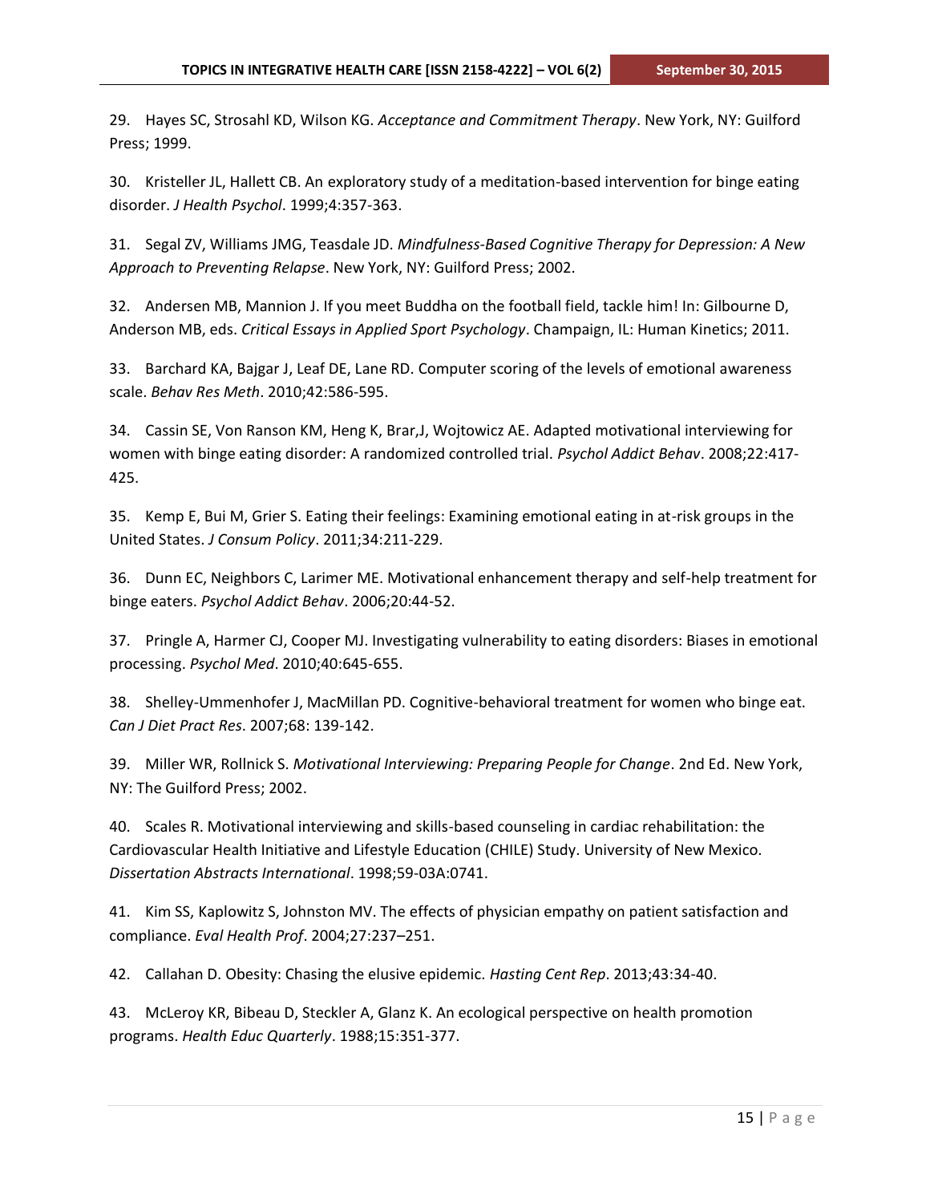29. Hayes SC, Strosahl KD, Wilson KG. *Acceptance and Commitment Therapy*. New York, NY: Guilford Press; 1999.

30. Kristeller JL, Hallett CB. An exploratory study of a meditation-based intervention for binge eating disorder. *J Health Psychol*. 1999;4:357-363.

31. Segal ZV, Williams JMG, Teasdale JD. *Mindfulness-Based Cognitive Therapy for Depression: A New Approach to Preventing Relapse*. New York, NY: Guilford Press; 2002.

32. Andersen MB, Mannion J. If you meet Buddha on the football field, tackle him! In: Gilbourne D, Anderson MB, eds. *Critical Essays in Applied Sport Psychology*. Champaign, IL: Human Kinetics; 2011.

33. Barchard KA, Bajgar J, Leaf DE, Lane RD. Computer scoring of the levels of emotional awareness scale. *Behav Res Meth*. 2010;42:586-595.

34. Cassin SE, Von Ranson KM, Heng K, Brar,J, Wojtowicz AE. Adapted motivational interviewing for women with binge eating disorder: A randomized controlled trial. *Psychol Addict Behav*. 2008;22:417-425.

35. Kemp E, Bui M, Grier S. Eating their feelings: Examining emotional eating in at-risk groups in the United States. *J Consum Policy*. 2011;34:211-229.

36. Dunn EC, Neighbors C, Larimer ME. Motivational enhancement therapy and self-help treatment for binge eaters. *Psychol Addict Behav*. 2006;20:44-52.

37. Pringle A, Harmer CJ, Cooper MJ. Investigating vulnerability to eating disorders: Biases in emotional processing. *Psychol Med*. 2010;40:645-655.

38. Shelley-Ummenhofer J, MacMillan PD. Cognitive-behavioral treatment for women who binge eat. *Can J Diet Pract Res*. 2007;68: 139-142.

39. Miller WR, Rollnick S. *Motivational Interviewing: Preparing People for Change*. 2nd Ed. New York, NY: The Guilford Press; 2002.

40. Scales R. Motivational interviewing and skills-based counseling in cardiac rehabilitation: the Cardiovascular Health Initiative and Lifestyle Education (CHILE) Study. University of New Mexico. *Dissertation Abstracts International*. 1998;59-03A:0741.

41. Kim SS, Kaplowitz S, Johnston MV. The effects of physician empathy on patient satisfaction and compliance. *Eval Health Prof*. 2004;27:237–251.

42. Callahan D. Obesity: Chasing the elusive epidemic. *Hasting Cent Rep*. 2013;43:34-40.

43. McLeroy KR, Bibeau D, Steckler A, Glanz K. An ecological perspective on health promotion programs. *Health Educ Quarterly*. 1988;15:351-377.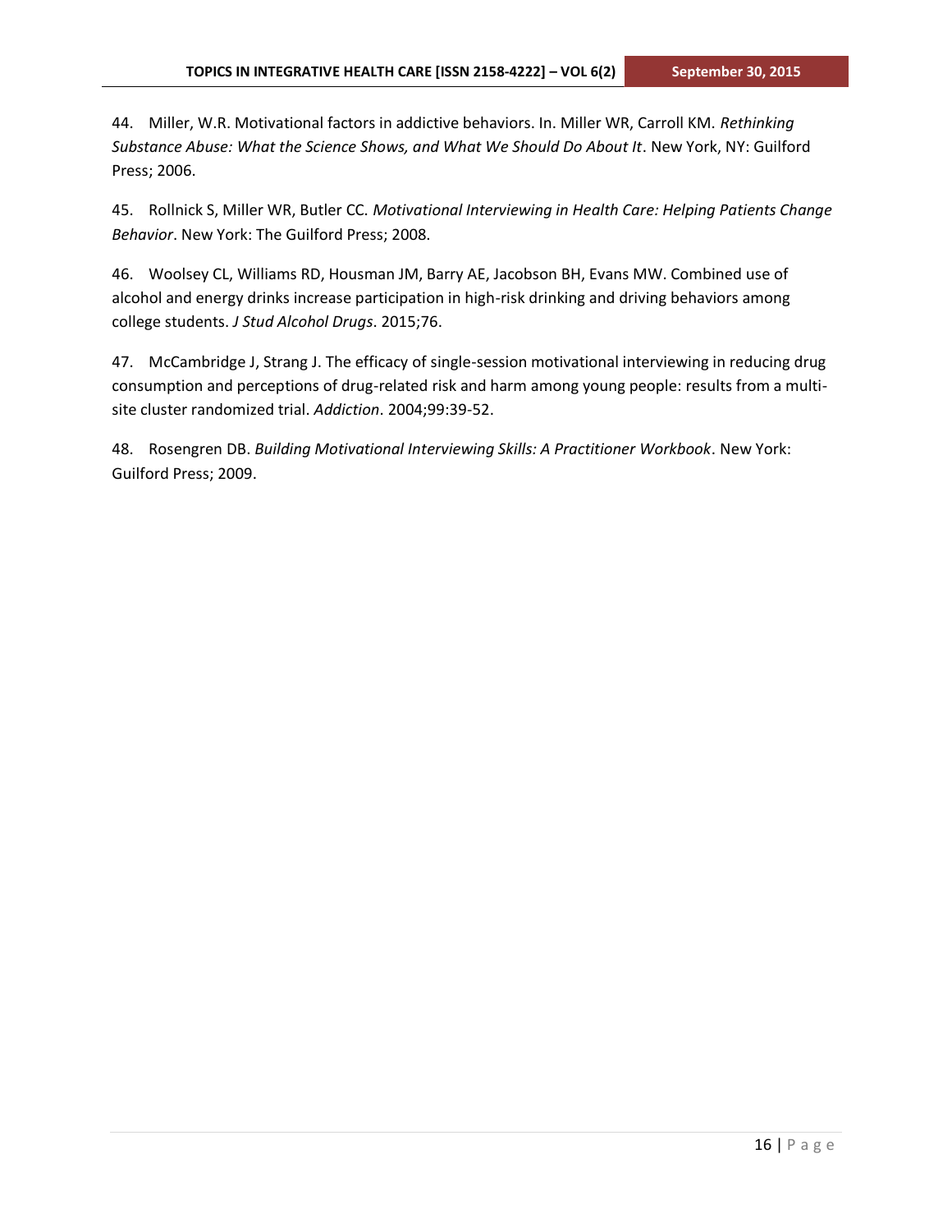44. Miller, W.R. Motivational factors in addictive behaviors. In. Miller WR, Carroll KM. *Rethinking Substance Abuse: What the Science Shows, and What We Should Do About It*. New York, NY: Guilford Press; 2006.

45. Rollnick S, Miller WR, Butler CC. *Motivational Interviewing in Health Care: Helping Patients Change Behavior*. New York: The Guilford Press; 2008.

46. Woolsey CL, Williams RD, Housman JM, Barry AE, Jacobson BH, Evans MW. Combined use of alcohol and energy drinks increase participation in high-risk drinking and driving behaviors among college students. *J Stud Alcohol Drugs*. 2015;76.

47. McCambridge J, Strang J. The efficacy of single-session motivational interviewing in reducing drug consumption and perceptions of drug-related risk and harm among young people: results from a multi-site cluster randomized trial. *Addiction*. 2004;99:39-52.

48. Rosengren DB. *Building Motivational Interviewing Skills: A Practitioner Workbook*. New York: Guilford Press; 2009.